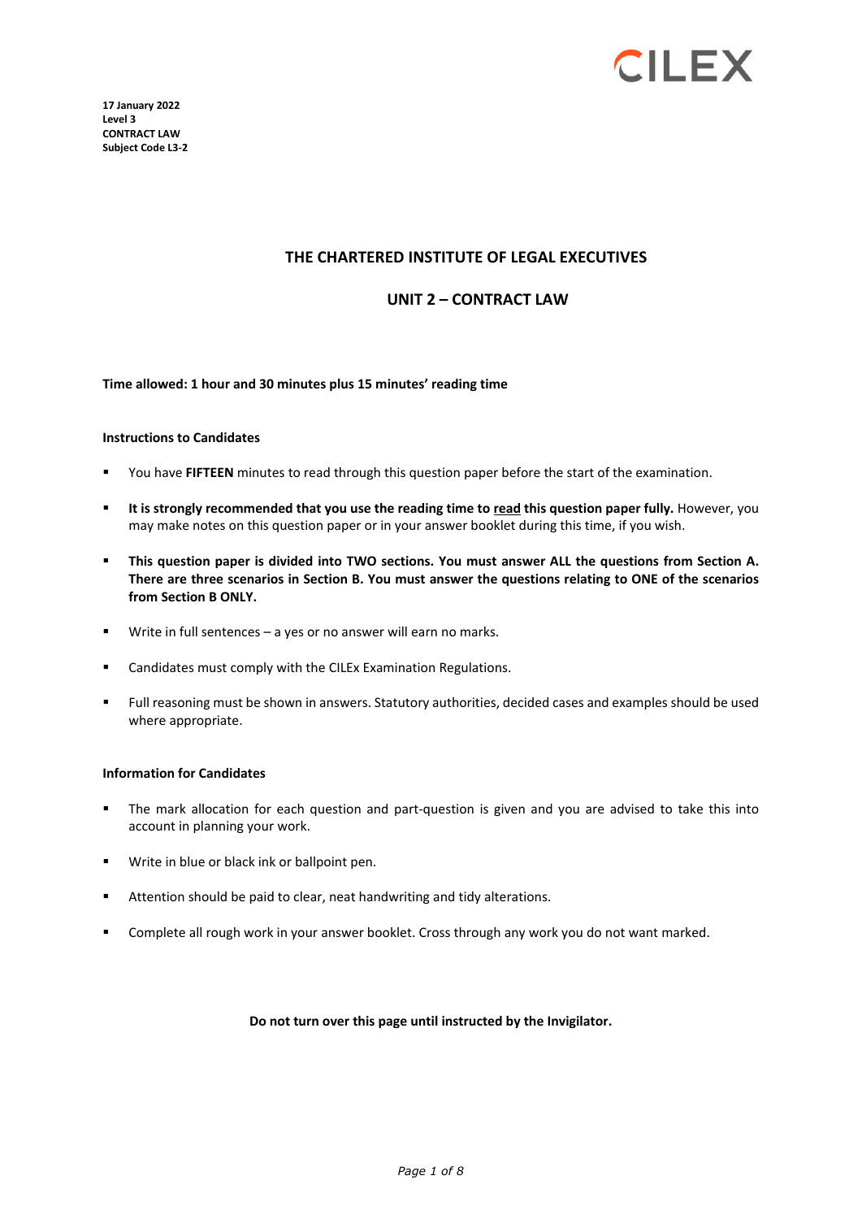**17 January 2022**
**Level 3**
**CONTRACT LAW**
**Subject Code L3-2**

# THE CHARTERED INSTITUTE OF LEGAL EXECUTIVES

## UNIT 2 – CONTRACT LAW

**Time allowed: 1 hour and 30 minutes plus 15 minutes' reading time**

**Instructions to Candidates**

- You have **FIFTEEN** minutes to read through this question paper before the start of the examination.
- **It is strongly recommended that you use the reading time to read this question paper fully.** However, you may make notes on this question paper or in your answer booklet during this time, if you wish.
- **This question paper is divided into TWO sections. You must answer ALL the questions from Section A. There are three scenarios in Section B. You must answer the questions relating to ONE of the scenarios from Section B ONLY.**
- Write in full sentences – a yes or no answer will earn no marks.
- Candidates must comply with the CILEx Examination Regulations.
- Full reasoning must be shown in answers. Statutory authorities, decided cases and examples should be used where appropriate.

**Information for Candidates**

- The mark allocation for each question and part-question is given and you are advised to take this into account in planning your work.
- Write in blue or black ink or ballpoint pen.
- Attention should be paid to clear, neat handwriting and tidy alterations.
- Complete all rough work in your answer booklet. Cross through any work you do not want marked.

**Do not turn over this page until instructed by the Invigilator.**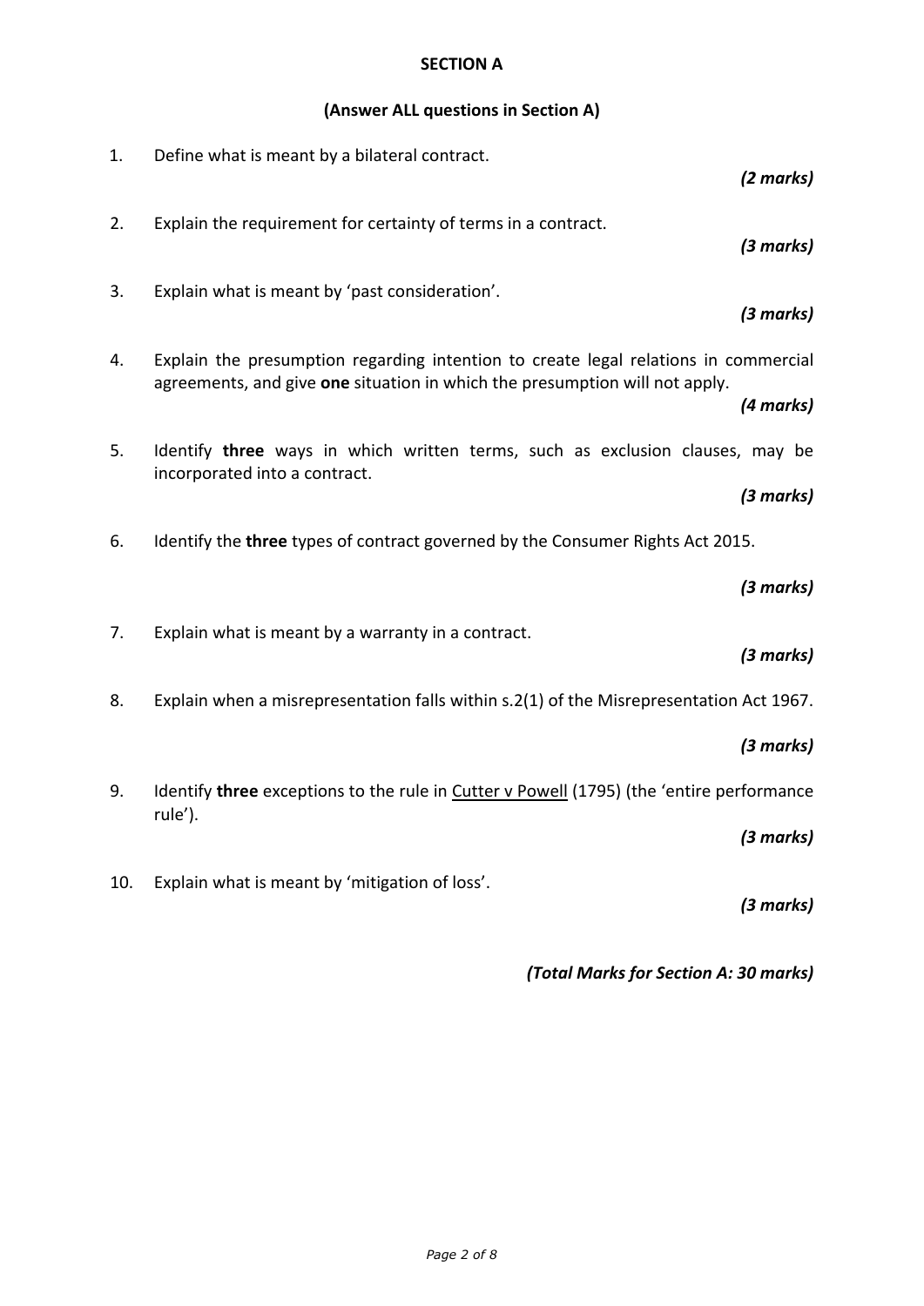## SECTION A

**(Answer ALL questions in Section A)**

1. Define what is meant by a bilateral contract.

   ***(2 marks)***

2. Explain the requirement for certainty of terms in a contract.

   ***(3 marks)***

3. Explain what is meant by 'past consideration'.

   ***(3 marks)***

4. Explain the presumption regarding intention to create legal relations in commercial agreements, and give **one** situation in which the presumption will not apply.

   ***(4 marks)***

5. Identify **three** ways in which written terms, such as exclusion clauses, may be incorporated into a contract.

   ***(3 marks)***

6. Identify the **three** types of contract governed by the Consumer Rights Act 2015.

   ***(3 marks)***

7. Explain what is meant by a warranty in a contract.

   ***(3 marks)***

8. Explain when a misrepresentation falls within s.2(1) of the Misrepresentation Act 1967.

   ***(3 marks)***

9. Identify **three** exceptions to the rule in <u>Cutter v Powell</u> (1795) (the 'entire performance rule').

   ***(3 marks)***

10. Explain what is meant by 'mitigation of loss'.

    ***(3 marks)***

***(Total Marks for Section A: 30 marks)***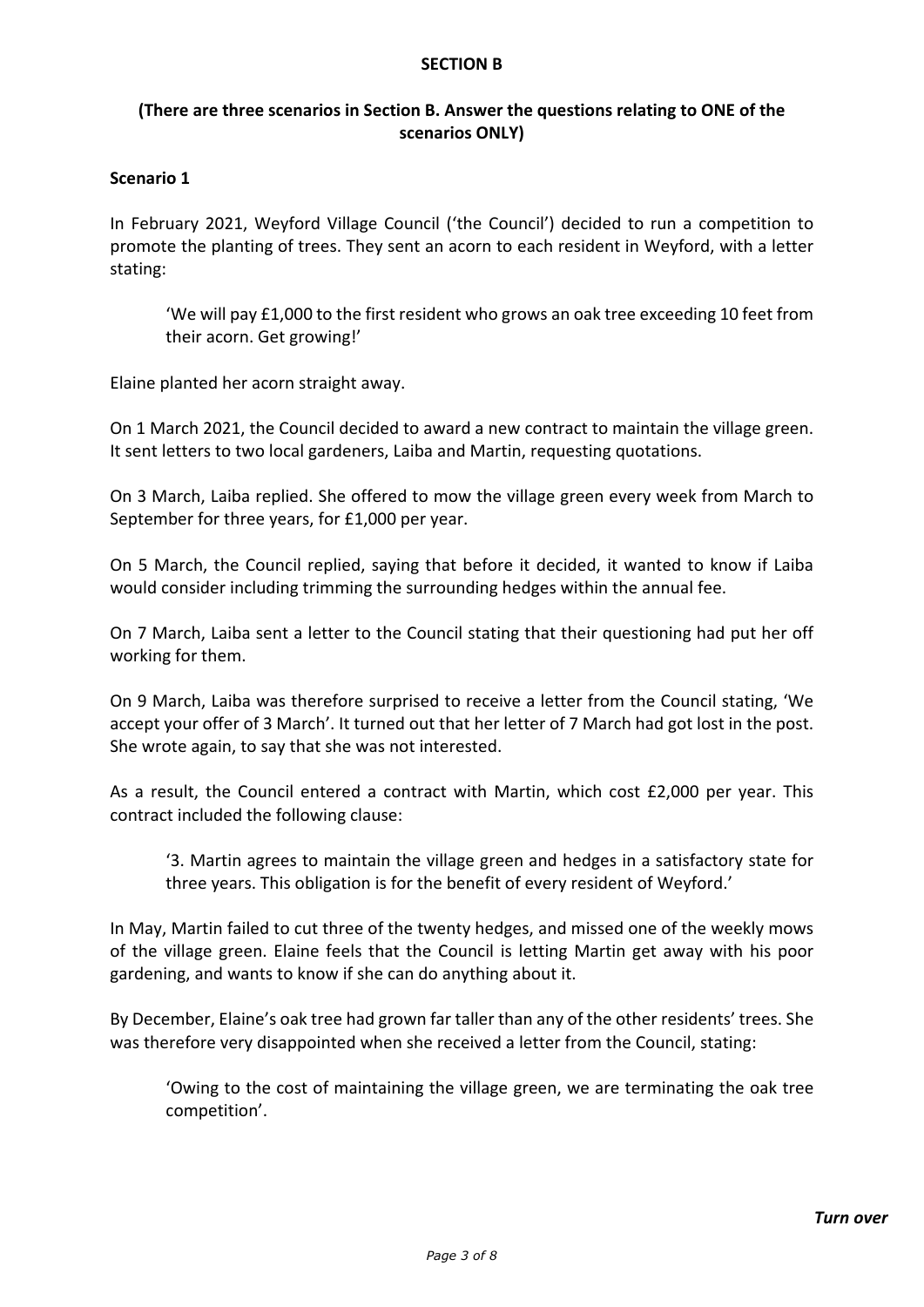# SECTION B

**(There are three scenarios in Section B. Answer the questions relating to ONE of the scenarios ONLY)**

## Scenario 1

In February 2021, Weyford Village Council ('the Council') decided to run a competition to promote the planting of trees. They sent an acorn to each resident in Weyford, with a letter stating:

> 'We will pay £1,000 to the first resident who grows an oak tree exceeding 10 feet from their acorn. Get growing!'

Elaine planted her acorn straight away.

On 1 March 2021, the Council decided to award a new contract to maintain the village green. It sent letters to two local gardeners, Laiba and Martin, requesting quotations.

On 3 March, Laiba replied. She offered to mow the village green every week from March to September for three years, for £1,000 per year.

On 5 March, the Council replied, saying that before it decided, it wanted to know if Laiba would consider including trimming the surrounding hedges within the annual fee.

On 7 March, Laiba sent a letter to the Council stating that their questioning had put her off working for them.

On 9 March, Laiba was therefore surprised to receive a letter from the Council stating, 'We accept your offer of 3 March'. It turned out that her letter of 7 March had got lost in the post. She wrote again, to say that she was not interested.

As a result, the Council entered a contract with Martin, which cost £2,000 per year. This contract included the following clause:

> '3. Martin agrees to maintain the village green and hedges in a satisfactory state for three years. This obligation is for the benefit of every resident of Weyford.'

In May, Martin failed to cut three of the twenty hedges, and missed one of the weekly mows of the village green. Elaine feels that the Council is letting Martin get away with his poor gardening, and wants to know if she can do anything about it.

By December, Elaine's oak tree had grown far taller than any of the other residents' trees. She was therefore very disappointed when she received a letter from the Council, stating:

> 'Owing to the cost of maintaining the village green, we are terminating the oak tree competition'.

*Turn over*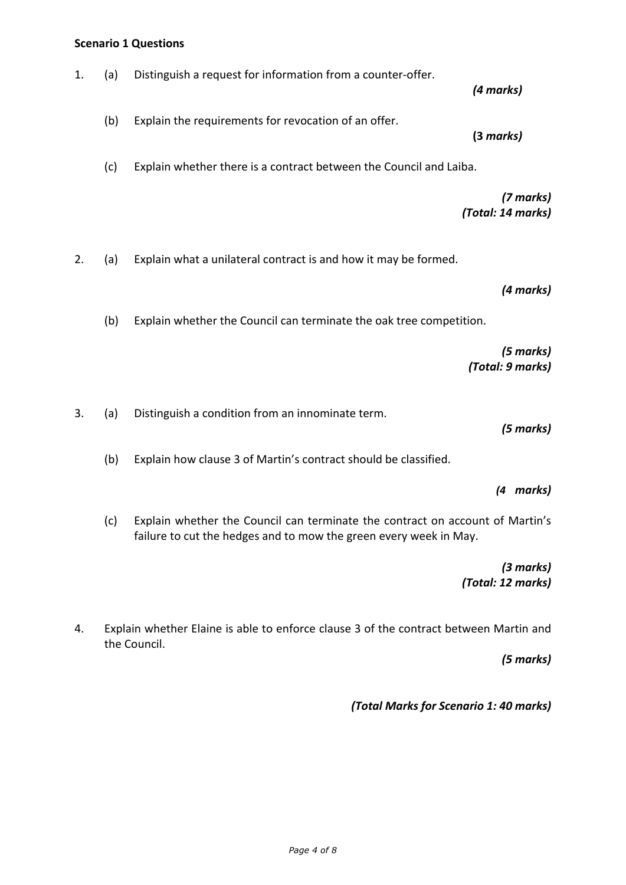**Scenario 1 Questions**

1. (a) Distinguish a request for information from a counter-offer.

   *(4 marks)*

   (b) Explain the requirements for revocation of an offer.

   **(3** *marks)*

   (c) Explain whether there is a contract between the Council and Laiba.

   *(7 marks)*
   *(Total: 14 marks)*

2. (a) Explain what a unilateral contract is and how it may be formed.

   *(4 marks)*

   (b) Explain whether the Council can terminate the oak tree competition.

   *(5 marks)*
   *(Total: 9 marks)*

3. (a) Distinguish a condition from an innominate term.

   *(5 marks)*

   (b) Explain how clause 3 of Martin's contract should be classified.

   *(4 marks)*

   (c) Explain whether the Council can terminate the contract on account of Martin's failure to cut the hedges and to mow the green every week in May.

   *(3 marks)*
   *(Total: 12 marks)*

4. Explain whether Elaine is able to enforce clause 3 of the contract between Martin and the Council.

   *(5 marks)*

*(Total Marks for Scenario 1: 40 marks)*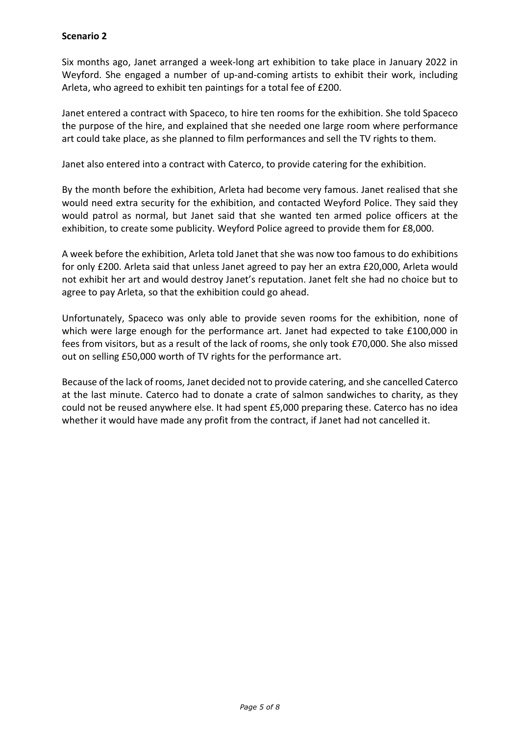**Scenario 2**

Six months ago, Janet arranged a week-long art exhibition to take place in January 2022 in Weyford. She engaged a number of up-and-coming artists to exhibit their work, including Arleta, who agreed to exhibit ten paintings for a total fee of £200.

Janet entered a contract with Spaceco, to hire ten rooms for the exhibition. She told Spaceco the purpose of the hire, and explained that she needed one large room where performance art could take place, as she planned to film performances and sell the TV rights to them.

Janet also entered into a contract with Caterco, to provide catering for the exhibition.

By the month before the exhibition, Arleta had become very famous. Janet realised that she would need extra security for the exhibition, and contacted Weyford Police. They said they would patrol as normal, but Janet said that she wanted ten armed police officers at the exhibition, to create some publicity. Weyford Police agreed to provide them for £8,000.

A week before the exhibition, Arleta told Janet that she was now too famous to do exhibitions for only £200. Arleta said that unless Janet agreed to pay her an extra £20,000, Arleta would not exhibit her art and would destroy Janet's reputation. Janet felt she had no choice but to agree to pay Arleta, so that the exhibition could go ahead.

Unfortunately, Spaceco was only able to provide seven rooms for the exhibition, none of which were large enough for the performance art. Janet had expected to take £100,000 in fees from visitors, but as a result of the lack of rooms, she only took £70,000. She also missed out on selling £50,000 worth of TV rights for the performance art.

Because of the lack of rooms, Janet decided not to provide catering, and she cancelled Caterco at the last minute. Caterco had to donate a crate of salmon sandwiches to charity, as they could not be reused anywhere else. It had spent £5,000 preparing these. Caterco has no idea whether it would have made any profit from the contract, if Janet had not cancelled it.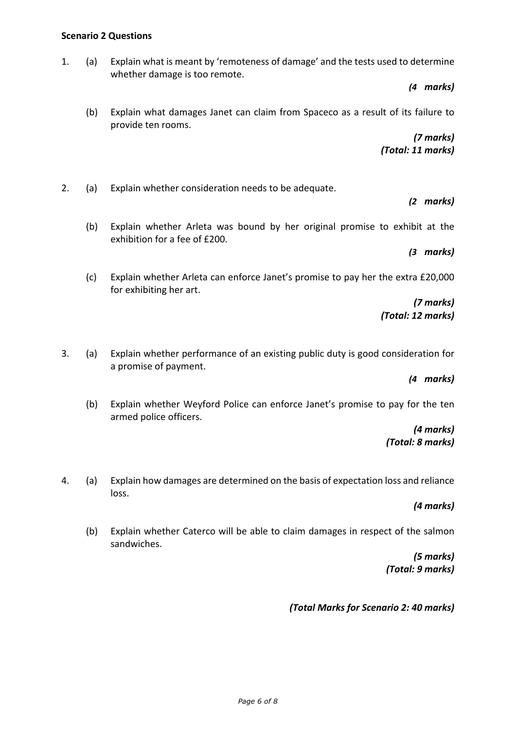**Scenario 2 Questions**

1. (a) Explain what is meant by 'remoteness of damage' and the tests used to determine whether damage is too remote.

   ***(4 marks)***

   (b) Explain what damages Janet can claim from Spaceco as a result of its failure to provide ten rooms.

   ***(7 marks)***
   ***(Total: 11 marks)***

2. (a) Explain whether consideration needs to be adequate.

   ***(2 marks)***

   (b) Explain whether Arleta was bound by her original promise to exhibit at the exhibition for a fee of £200.

   ***(3 marks)***

   (c) Explain whether Arleta can enforce Janet's promise to pay her the extra £20,000 for exhibiting her art.

   ***(7 marks)***
   ***(Total: 12 marks)***

3. (a) Explain whether performance of an existing public duty is good consideration for a promise of payment.

   ***(4 marks)***

   (b) Explain whether Weyford Police can enforce Janet's promise to pay for the ten armed police officers.

   ***(4 marks)***
   ***(Total: 8 marks)***

4. (a) Explain how damages are determined on the basis of expectation loss and reliance loss.

   ***(4 marks)***

   (b) Explain whether Caterco will be able to claim damages in respect of the salmon sandwiches.

   ***(5 marks)***
   ***(Total: 9 marks)***

***(Total Marks for Scenario 2: 40 marks)***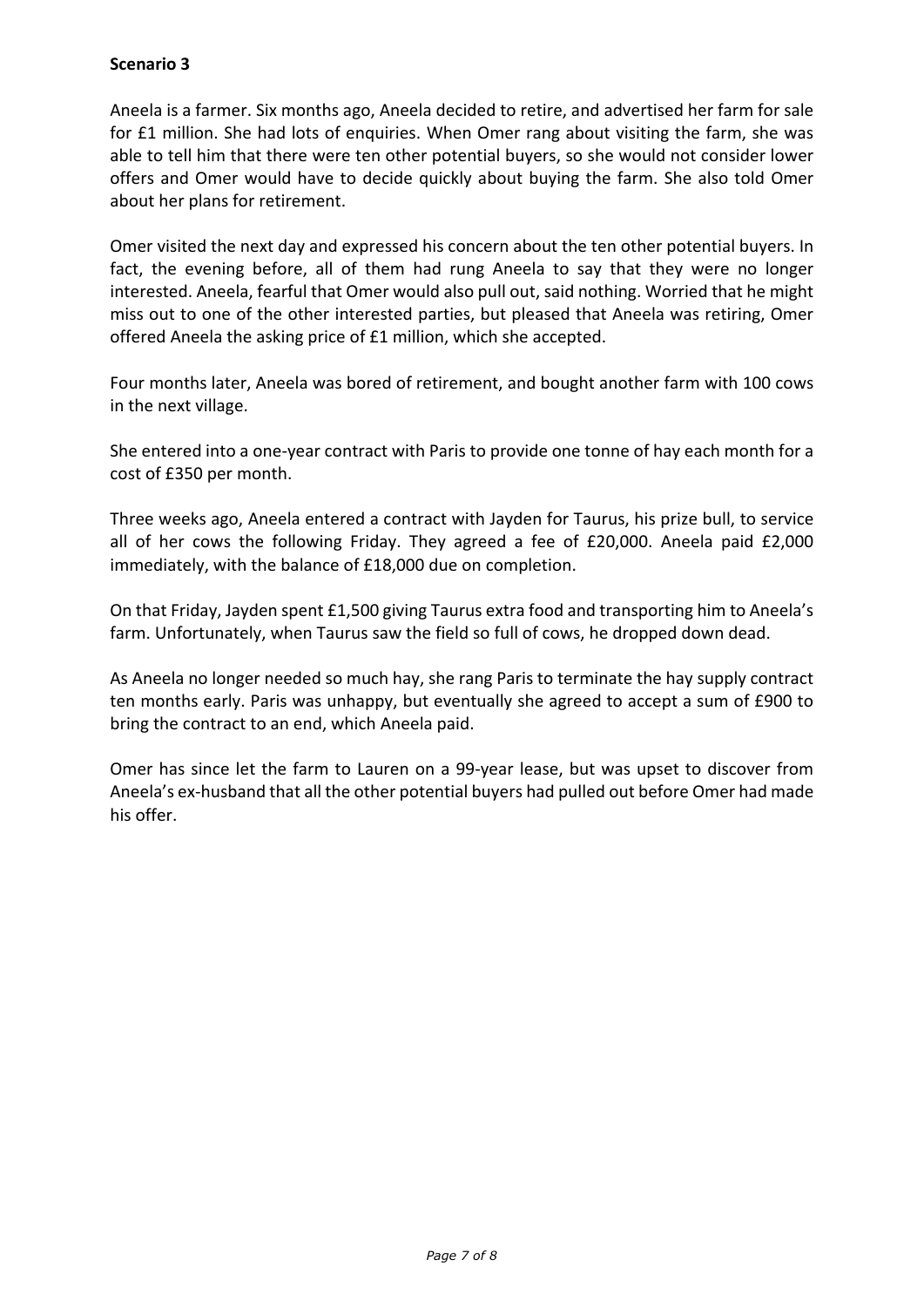**Scenario 3**

Aneela is a farmer. Six months ago, Aneela decided to retire, and advertised her farm for sale for £1 million. She had lots of enquiries. When Omer rang about visiting the farm, she was able to tell him that there were ten other potential buyers, so she would not consider lower offers and Omer would have to decide quickly about buying the farm. She also told Omer about her plans for retirement.

Omer visited the next day and expressed his concern about the ten other potential buyers. In fact, the evening before, all of them had rung Aneela to say that they were no longer interested. Aneela, fearful that Omer would also pull out, said nothing. Worried that he might miss out to one of the other interested parties, but pleased that Aneela was retiring, Omer offered Aneela the asking price of £1 million, which she accepted.

Four months later, Aneela was bored of retirement, and bought another farm with 100 cows in the next village.

She entered into a one-year contract with Paris to provide one tonne of hay each month for a cost of £350 per month.

Three weeks ago, Aneela entered a contract with Jayden for Taurus, his prize bull, to service all of her cows the following Friday. They agreed a fee of £20,000. Aneela paid £2,000 immediately, with the balance of £18,000 due on completion.

On that Friday, Jayden spent £1,500 giving Taurus extra food and transporting him to Aneela's farm. Unfortunately, when Taurus saw the field so full of cows, he dropped down dead.

As Aneela no longer needed so much hay, she rang Paris to terminate the hay supply contract ten months early. Paris was unhappy, but eventually she agreed to accept a sum of £900 to bring the contract to an end, which Aneela paid.

Omer has since let the farm to Lauren on a 99-year lease, but was upset to discover from Aneela's ex-husband that all the other potential buyers had pulled out before Omer had made his offer.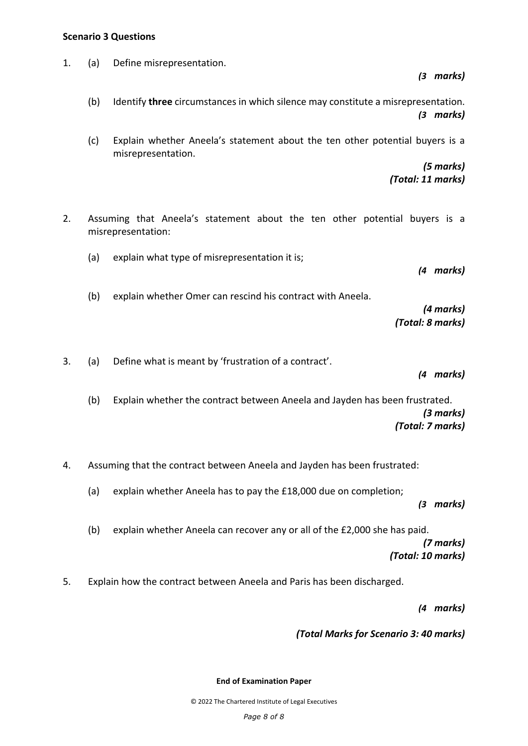**Scenario 3 Questions**

1. (a) Define misrepresentation.

   ***(3 marks)***

   (b) Identify **three** circumstances in which silence may constitute a misrepresentation.

   ***(3 marks)***

   (c) Explain whether Aneela's statement about the ten other potential buyers is a misrepresentation.

   ***(5 marks)***
   ***(Total: 11 marks)***

2. Assuming that Aneela's statement about the ten other potential buyers is a misrepresentation:

   (a) explain what type of misrepresentation it is;

   ***(4 marks)***

   (b) explain whether Omer can rescind his contract with Aneela.

   ***(4 marks)***
   ***(Total: 8 marks)***

3. (a) Define what is meant by 'frustration of a contract'.

   ***(4 marks)***

   (b) Explain whether the contract between Aneela and Jayden has been frustrated.

   ***(3 marks)***
   ***(Total: 7 marks)***

4. Assuming that the contract between Aneela and Jayden has been frustrated:

   (a) explain whether Aneela has to pay the £18,000 due on completion;

   ***(3 marks)***

   (b) explain whether Aneela can recover any or all of the £2,000 she has paid.

   ***(7 marks)***
   ***(Total: 10 marks)***

5. Explain how the contract between Aneela and Paris has been discharged.

   ***(4 marks)***

***(Total Marks for Scenario 3: 40 marks)***

**End of Examination Paper**

© 2022 The Chartered Institute of Legal Executives